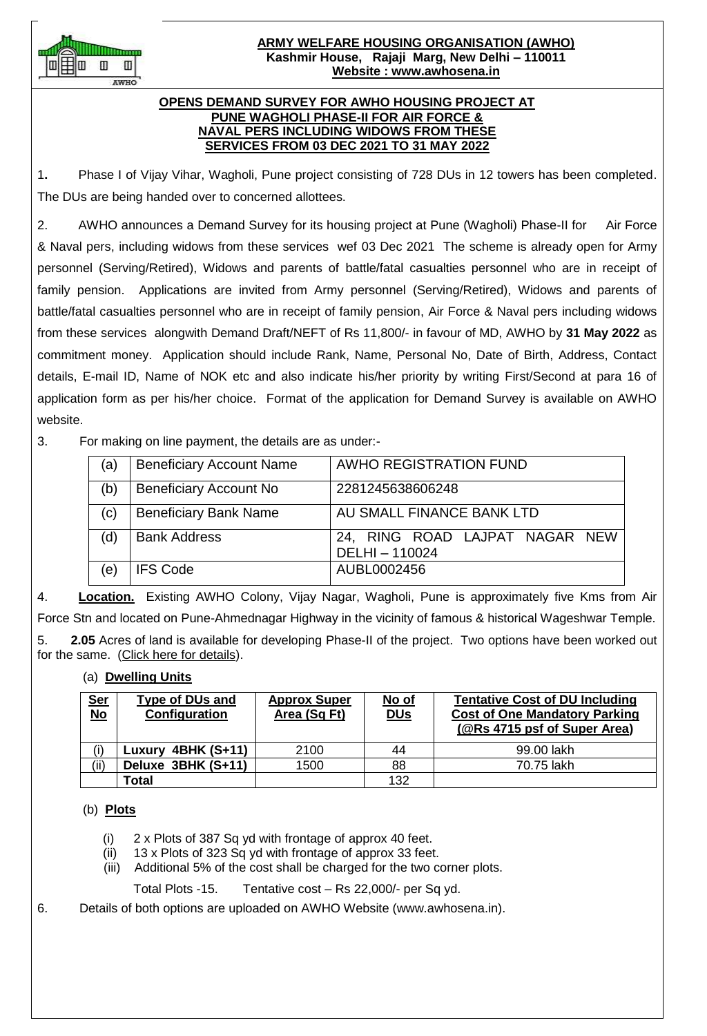**ARMY WELFARE HOUSING ORGANISATION (AWHO)**
**Kashmir House, Rajaji Marg, New Delhi – 110011**
**Website : www.awhosena.in**

**OPENS DEMAND SURVEY FOR AWHO HOUSING PROJECT AT PUNE WAGHOLI PHASE-II FOR AIR FORCE & NAVAL PERS INCLUDING WIDOWS FROM THESE SERVICES FROM 03 DEC 2021 TO 31 MAY 2022**

1. Phase I of Vijay Vihar, Wagholi, Pune project consisting of 728 DUs in 12 towers has been completed. The DUs are being handed over to concerned allottees.

2. AWHO announces a Demand Survey for its housing project at Pune (Wagholi) Phase-II for Air Force & Naval pers, including widows from these services wef 03 Dec 2021 The scheme is already open for Army personnel (Serving/Retired), Widows and parents of battle/fatal casualties personnel who are in receipt of family pension. Applications are invited from Army personnel (Serving/Retired), Widows and parents of battle/fatal casualties personnel who are in receipt of family pension, Air Force & Naval pers including widows from these services alongwith Demand Draft/NEFT of Rs 11,800/- in favour of MD, AWHO by **31 May 2022** as commitment money. Application should include Rank, Name, Personal No, Date of Birth, Address, Contact details, E-mail ID, Name of NOK etc and also indicate his/her priority by writing First/Second at para 16 of application form as per his/her choice. Format of the application for Demand Survey is available on AWHO website.

3. For making on line payment, the details are as under:-

| | | |
|---|---|---|
| (a) | Beneficiary Account Name | AWHO REGISTRATION FUND |
| (b) | Beneficiary Account No | 2281245638606248 |
| (c) | Beneficiary Bank Name | AU SMALL FINANCE BANK LTD |
| (d) | Bank Address | 24, RING ROAD LAJPAT NAGAR NEW DELHI – 110024 |
| (e) | IFS Code | AUBL0002456 |

4. **Location.** Existing AWHO Colony, Vijay Nagar, Wagholi, Pune is approximately five Kms from Air Force Stn and located on Pune-Ahmednagar Highway in the vicinity of famous & historical Wageshwar Temple.

5. **2.05** Acres of land is available for developing Phase-II of the project. Two options have been worked out for the same. (Click here for details).

(a) **Dwelling Units**

| Ser No | Type of DUs and Configuration | Approx Super Area (Sq Ft) | No of DUs | Tentative Cost of DU Including Cost of One Mandatory Parking (@Rs 4715 psf of Super Area) |
|---|---|---|---|---|
| (i) | **Luxury 4BHK (S+11)** | 2100 | 44 | 99.00 lakh |
| (ii) | **Deluxe 3BHK (S+11)** | 1500 | 88 | 70.75 lakh |
| | **Total** | | 132 | |

(b) **Plots**

(i) 2 x Plots of 387 Sq yd with frontage of approx 40 feet.
(ii) 13 x Plots of 323 Sq yd with frontage of approx 33 feet.
(iii) Additional 5% of the cost shall be charged for the two corner plots.

Total Plots -15. Tentative cost – Rs 22,000/- per Sq yd.

6. Details of both options are uploaded on AWHO Website (www.awhosena.in).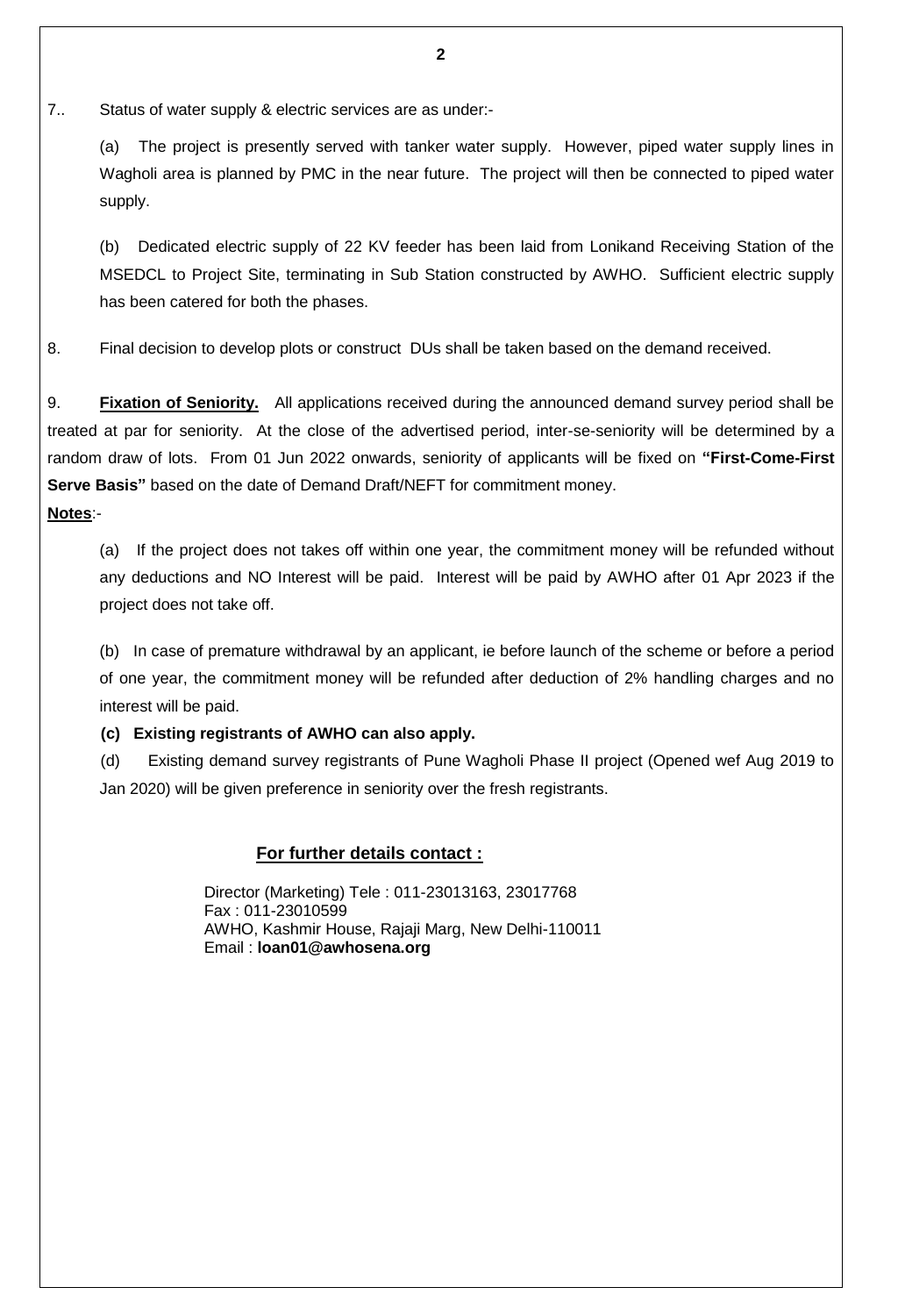7.. Status of water supply & electric services are as under:-

(a) The project is presently served with tanker water supply. However, piped water supply lines in Wagholi area is planned by PMC in the near future. The project will then be connected to piped water supply.

(b) Dedicated electric supply of 22 KV feeder has been laid from Lonikand Receiving Station of the MSEDCL to Project Site, terminating in Sub Station constructed by AWHO. Sufficient electric supply has been catered for both the phases.

8. Final decision to develop plots or construct DUs shall be taken based on the demand received.

9. **Fixation of Seniority.** All applications received during the announced demand survey period shall be treated at par for seniority. At the close of the advertised period, inter-se-seniority will be determined by a random draw of lots. From 01 Jun 2022 onwards, seniority of applicants will be fixed on **"First-Come-First Serve Basis"** based on the date of Demand Draft/NEFT for commitment money.

**Notes**:-

(a) If the project does not takes off within one year, the commitment money will be refunded without any deductions and NO Interest will be paid. Interest will be paid by AWHO after 01 Apr 2023 if the project does not take off.

(b) In case of premature withdrawal by an applicant, ie before launch of the scheme or before a period of one year, the commitment money will be refunded after deduction of 2% handling charges and no interest will be paid.

**(c) Existing registrants of AWHO can also apply.**

(d) Existing demand survey registrants of Pune Wagholi Phase II project (Opened wef Aug 2019 to Jan 2020) will be given preference in seniority over the fresh registrants.

**For further details contact :**

Director (Marketing) Tele : 011-23013163, 23017768
Fax : 011-23010599
AWHO, Kashmir House, Rajaji Marg, New Delhi-110011
Email : **loan01@awhosena.org**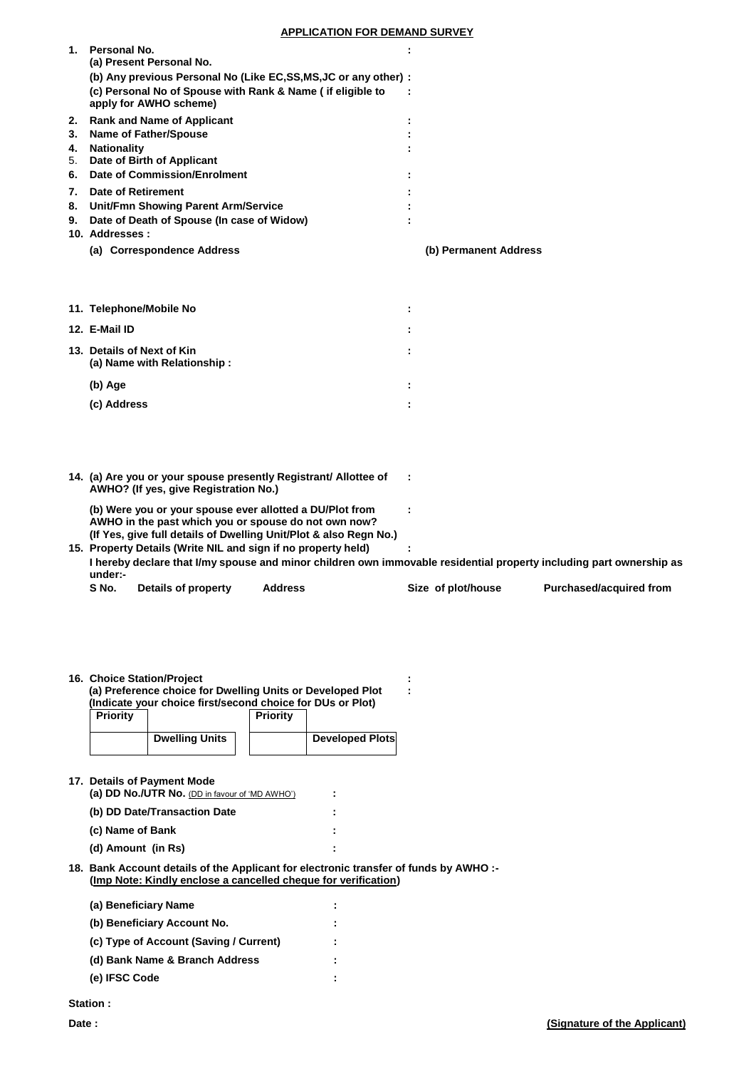## APPLICATION FOR DEMAND SURVEY

**1. Personal No.** :
**(a) Present Personal No.**
**(b) Any previous Personal No (Like EC,SS,MS,JC or any other)** :
**(c) Personal No of Spouse with Rank & Name ( if eligible to apply for AWHO scheme)** :

**2. Rank and Name of Applicant** :

**3. Name of Father/Spouse** :

**4. Nationality** :

5. **Date of Birth of Applicant**

**6. Date of Commission/Enrolment** :

**7. Date of Retirement** :

**8. Unit/Fmn Showing Parent Arm/Service** :

**9. Date of Death of Spouse (In case of Widow)** :

**10. Addresses :**

**(a) Correspondence Address** **(b) Permanent Address**

**11. Telephone/Mobile No** :

**12. E-Mail ID** :

**13. Details of Next of Kin** :
**(a) Name with Relationship :**

**(b) Age** :

**(c) Address** :

**14. (a) Are you or your spouse presently Registrant/ Allottee of AWHO? (If yes, give Registration No.)** :

**(b) Were you or your spouse ever allotted a DU/Plot from AWHO in the past which you or spouse do not own now? (If Yes, give full details of Dwelling Unit/Plot & also Regn No.)** :

**15. Property Details (Write NIL and sign if no property held)** :

**I hereby declare that I/my spouse and minor children own immovable residential property including part ownership as under:-**

| S No. | Details of property | Address | Size of plot/house | Purchased/acquired from |
|---|---|---|---|---|
| | | | | |

**16. Choice Station/Project** :
**(a) Preference choice for Dwelling Units or Developed Plot** :
**(Indicate your choice first/second choice for DUs or Plot)**

| Priority | | Priority | |
|---|---|---|---|
| | Dwelling Units | | Developed Plots |

**17. Details of Payment Mode**
**(a) DD No./UTR No.** (DD in favour of 'MD AWHO') :
**(b) DD Date/Transaction Date** :
**(c) Name of Bank** :
**(d) Amount (in Rs)** :

**18. Bank Account details of the Applicant for electronic transfer of funds by AWHO :-**
**(Imp Note: Kindly enclose a cancelled cheque for verification)**

**(a) Beneficiary Name** :
**(b) Beneficiary Account No.** :
**(c) Type of Account (Saving / Current)** :
**(d) Bank Name & Branch Address** :
**(e) IFSC Code** :

**Station :**

**Date :** **(Signature of the Applicant)**